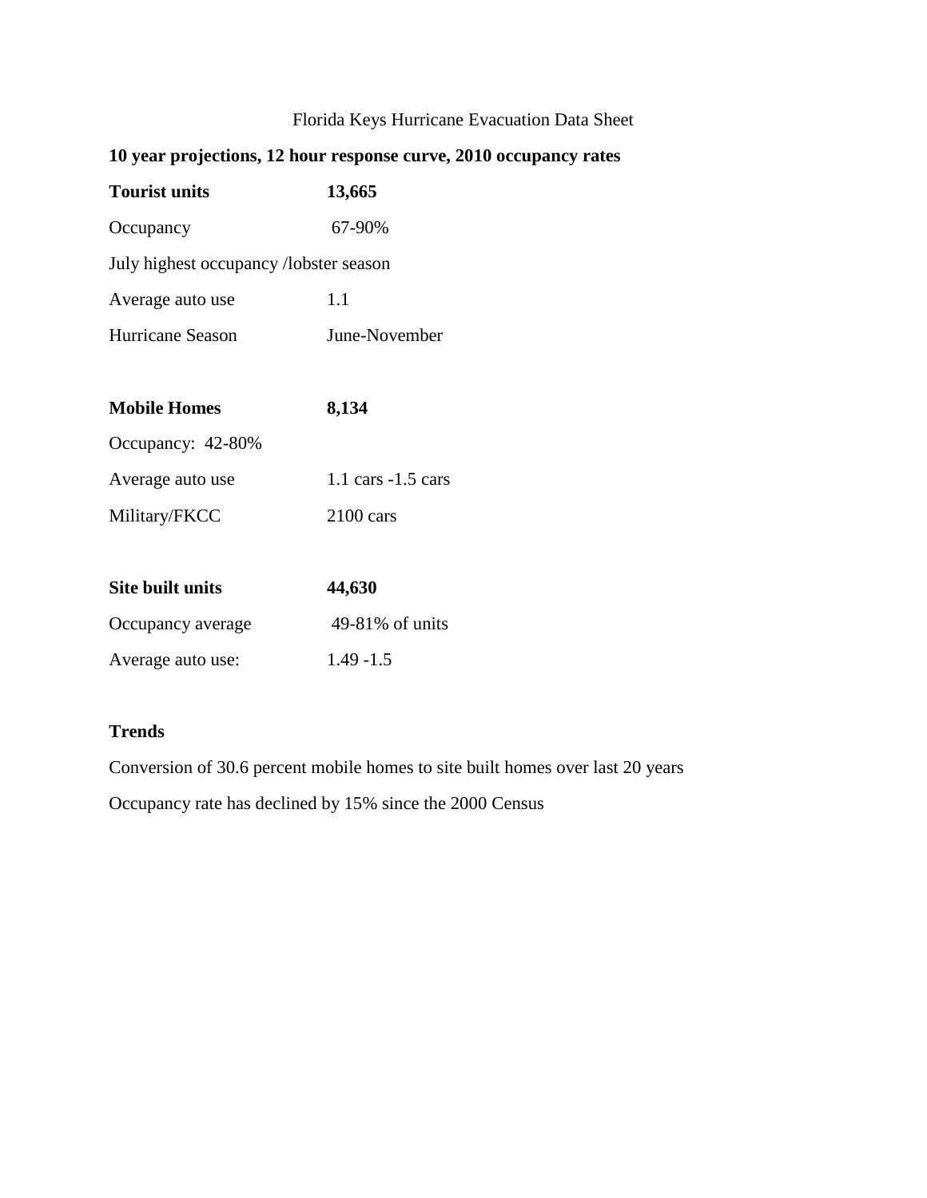Florida Keys Hurricane Evacuation Data Sheet

**10 year projections, 12 hour response curve, 2010 occupancy rates**

**Tourist units** **13,665**

Occupancy 67-90%

July highest occupancy /lobster season

Average auto use 1.1

Hurricane Season June-November

**Mobile Homes** **8,134**

Occupancy: 42-80%

Average auto use 1.1 cars -1.5 cars

Military/FKCC 2100 cars

**Site built units** **44,630**

Occupancy average 49-81% of units

Average auto use: 1.49 -1.5

**Trends**

Conversion of 30.6 percent mobile homes to site built homes over last 20 years

Occupancy rate has declined by 15% since the 2000 Census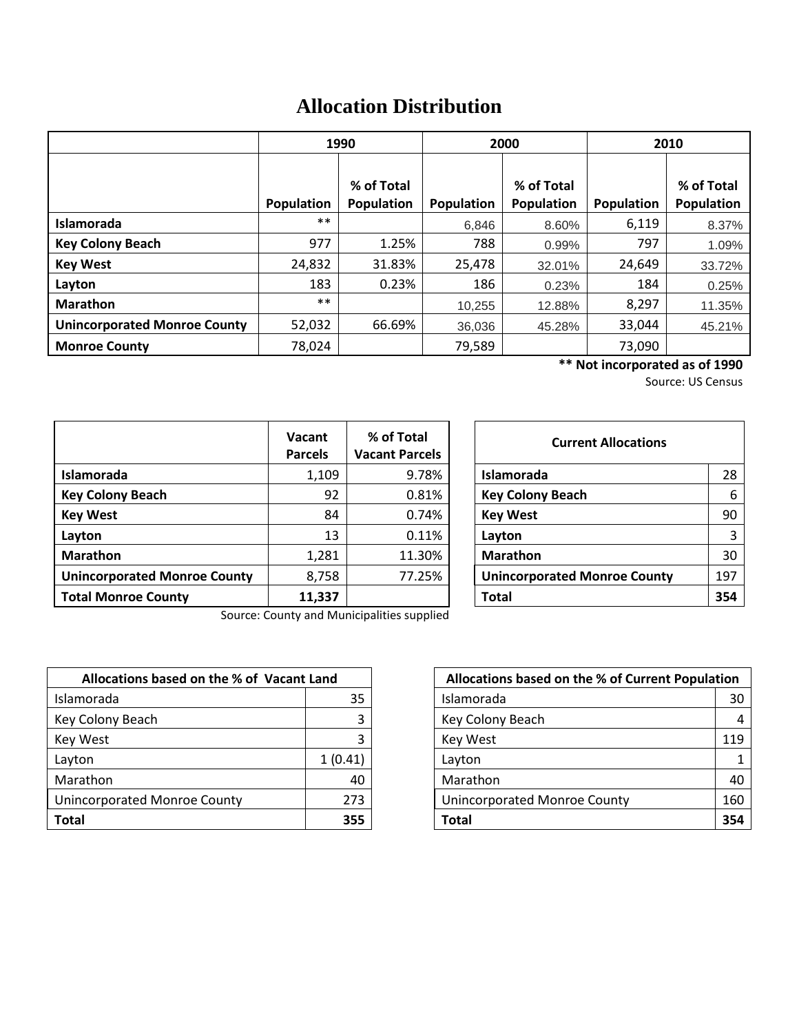# Allocation Distribution

| | 1990 | | 2000 | | 2010 | |
|---|---|---|---|---|---|---|
| | Population | % of Total Population | Population | % of Total Population | Population | % of Total Population |
| **Islamorada** | ** | | 6,846 | 8.60% | 6,119 | 8.37% |
| **Key Colony Beach** | 977 | 1.25% | 788 | 0.99% | 797 | 1.09% |
| **Key West** | 24,832 | 31.83% | 25,478 | 32.01% | 24,649 | 33.72% |
| **Layton** | 183 | 0.23% | 186 | 0.23% | 184 | 0.25% |
| **Marathon** | ** | | 10,255 | 12.88% | 8,297 | 11.35% |
| **Unincorporated Monroe County** | 52,032 | 66.69% | 36,036 | 45.28% | 33,044 | 45.21% |
| **Monroe County** | 78,024 | | 79,589 | | 73,090 | |

**** Not incorporated as of 1990**

Source: US Census

| | Vacant Parcels | % of Total Vacant Parcels |
|---|---|---|
| **Islamorada** | 1,109 | 9.78% |
| **Key Colony Beach** | 92 | 0.81% |
| **Key West** | 84 | 0.74% |
| **Layton** | 13 | 0.11% |
| **Marathon** | 1,281 | 11.30% |
| **Unincorporated Monroe County** | 8,758 | 77.25% |
| **Total Monroe County** | **11,337** | |

Source: County and Municipalities supplied

| Current Allocations | |
|---|---|
| **Islamorada** | 28 |
| **Key Colony Beach** | 6 |
| **Key West** | 90 |
| **Layton** | 3 |
| **Marathon** | 30 |
| **Unincorporated Monroe County** | 197 |
| **Total** | **354** |

| Allocations based on the % of Vacant Land | |
|---|---|
| Islamorada | 35 |
| Key Colony Beach | 3 |
| Key West | 3 |
| Layton | 1 (0.41) |
| Marathon | 40 |
| Unincorporated Monroe County | 273 |
| **Total** | **355** |

| Allocations based on the % of Current Population | |
|---|---|
| Islamorada | 30 |
| Key Colony Beach | 4 |
| Key West | 119 |
| Layton | 1 |
| Marathon | 40 |
| Unincorporated Monroe County | 160 |
| **Total** | **354** |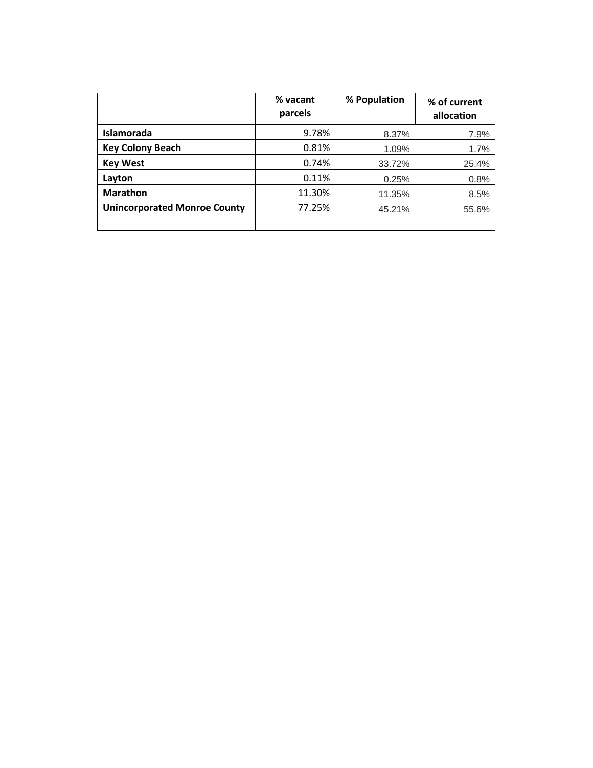| | % vacant parcels | % Population | % of current allocation |
|---|---|---|---|
| **Islamorada** | 9.78% | 8.37% | 7.9% |
| **Key Colony Beach** | 0.81% | 1.09% | 1.7% |
| **Key West** | 0.74% | 33.72% | 25.4% |
| **Layton** | 0.11% | 0.25% | 0.8% |
| **Marathon** | 11.30% | 11.35% | 8.5% |
| **Unincorporated Monroe County** | 77.25% | 45.21% | 55.6% |
| | | | |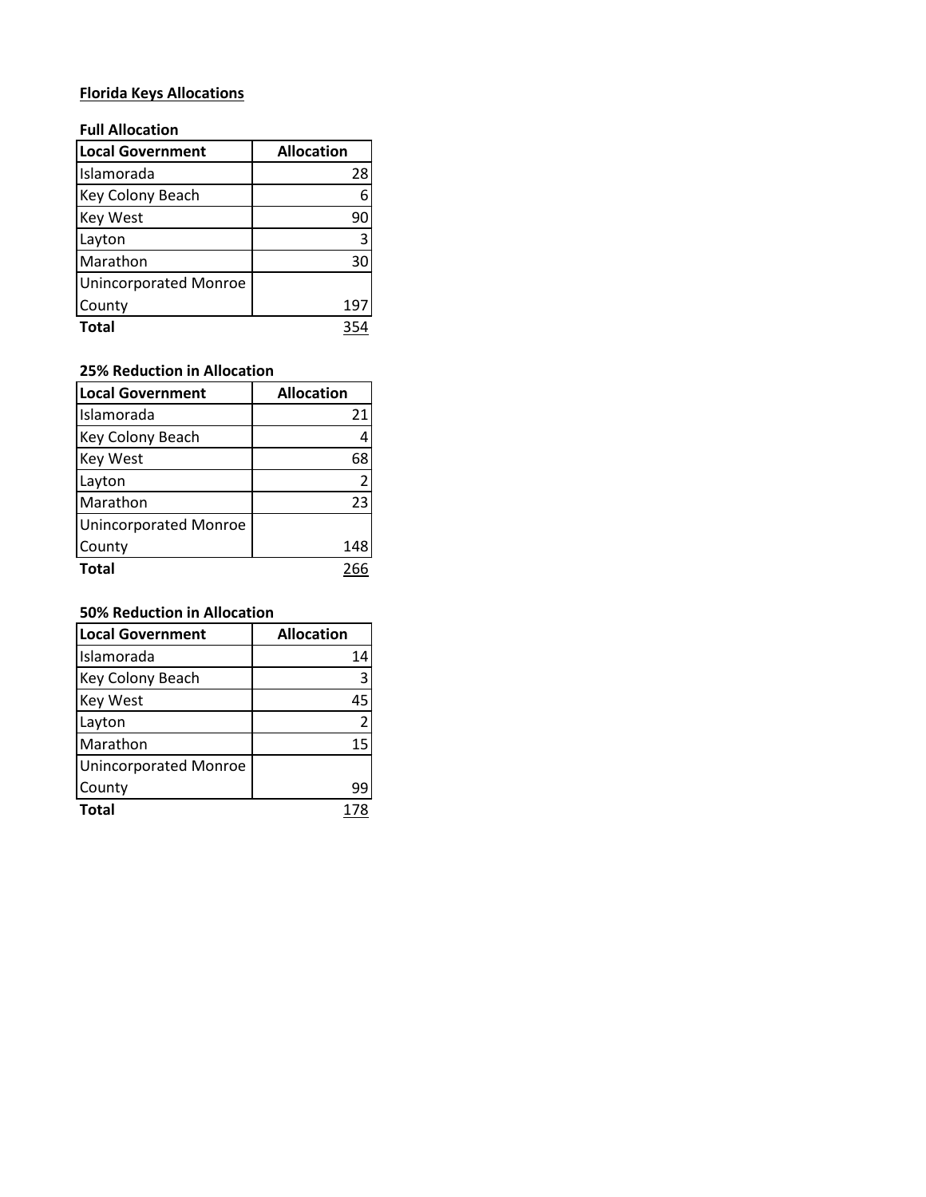**Florida Keys Allocations**

**Full Allocation**

| Local Government | Allocation |
|---|---|
| Islamorada | 28 |
| Key Colony Beach | 6 |
| Key West | 90 |
| Layton | 3 |
| Marathon | 30 |
| Unincorporated Monroe County | 197 |
| **Total** | 354 |

**25% Reduction in Allocation**

| Local Government | Allocation |
|---|---|
| Islamorada | 21 |
| Key Colony Beach | 4 |
| Key West | 68 |
| Layton | 2 |
| Marathon | 23 |
| Unincorporated Monroe County | 148 |
| **Total** | 266 |

**50% Reduction in Allocation**

| Local Government | Allocation |
|---|---|
| Islamorada | 14 |
| Key Colony Beach | 3 |
| Key West | 45 |
| Layton | 2 |
| Marathon | 15 |
| Unincorporated Monroe County | 99 |
| **Total** | 178 |